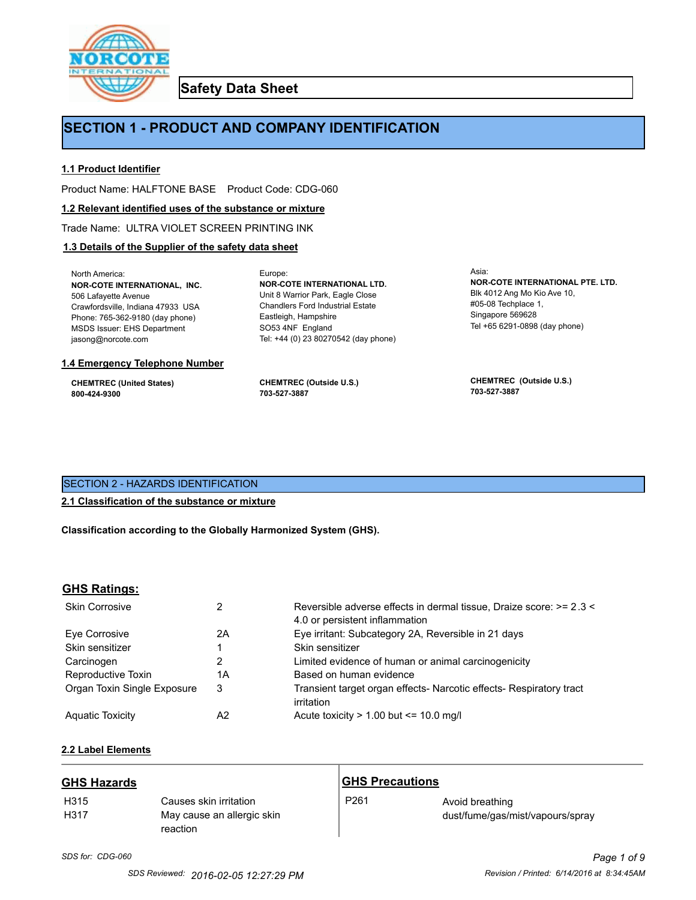# Safety Data Sheet

## SECTION 1 - PRODUCT AND COMPANY IDENTIFICATION

### 1.1 Product Identifier

Product Name: HALFTONE BASE    Product Code: CDG-060

### 1.2 Relevant identified uses of the substance or mixture

Trade Name: ULTRA VIOLET SCREEN PRINTING INK

### 1.3 Details of the Supplier of the safety data sheet

North America:
**NOR-COTE INTERNATIONAL, INC.**
506 Lafayette Avenue
Crawfordsville, Indiana 47933 USA
Phone: 765-362-9180 (day phone)
MSDS Issuer: EHS Department
jasong@norcote.com

Europe:
**NOR-COTE INTERNATIONAL LTD.**
Unit 8 Warrior Park, Eagle Close
Chandlers Ford Industrial Estate
Eastleigh, Hampshire
SO53 4NF England
Tel: +44 (0) 23 80270542 (day phone)

Asia:
**NOR-COTE INTERNATIONAL PTE. LTD.**
Blk 4012 Ang Mo Kio Ave 10,
#05-08 Techplace 1,
Singapore 569628
Tel +65 6291-0898 (day phone)

### 1.4 Emergency Telephone Number

**CHEMTREC (United States)**
**800-424-9300**

**CHEMTREC (Outside U.S.)**
**703-527-3887**

**CHEMTREC (Outside U.S.)**
**703-527-3887**

## SECTION 2 - HAZARDS IDENTIFICATION

### 2.1 Classification of the substance or mixture

**Classification according to the Globally Harmonized System (GHS).**

### GHS Ratings:

| | | |
|---|---|---|
| Skin Corrosive | 2 | Reversible adverse effects in dermal tissue, Draize score: >= 2.3 < 4.0 or persistent inflammation |
| Eye Corrosive | 2A | Eye irritant: Subcategory 2A, Reversible in 21 days |
| Skin sensitizer | 1 | Skin sensitizer |
| Carcinogen | 2 | Limited evidence of human or animal carcinogenicity |
| Reproductive Toxin | 1A | Based on human evidence |
| Organ Toxin Single Exposure | 3 | Transient target organ effects- Narcotic effects- Respiratory tract irritation |
| Aquatic Toxicity | A2 | Acute toxicity > 1.00 but <= 10.0 mg/l |

### 2.2 Label Elements

**GHS Hazards**

| | |
|---|---|
| H315 | Causes skin irritation |
| H317 | May cause an allergic skin reaction |

**GHS Precautions**

| | |
|---|---|
| P261 | Avoid breathing dust/fume/gas/mist/vapours/spray |

*SDS for: CDG-060*

SDS Reviewed: 2016-02-05 12:27:29 PM    Revision / Printed: 6/14/2016 at 8:34:45AM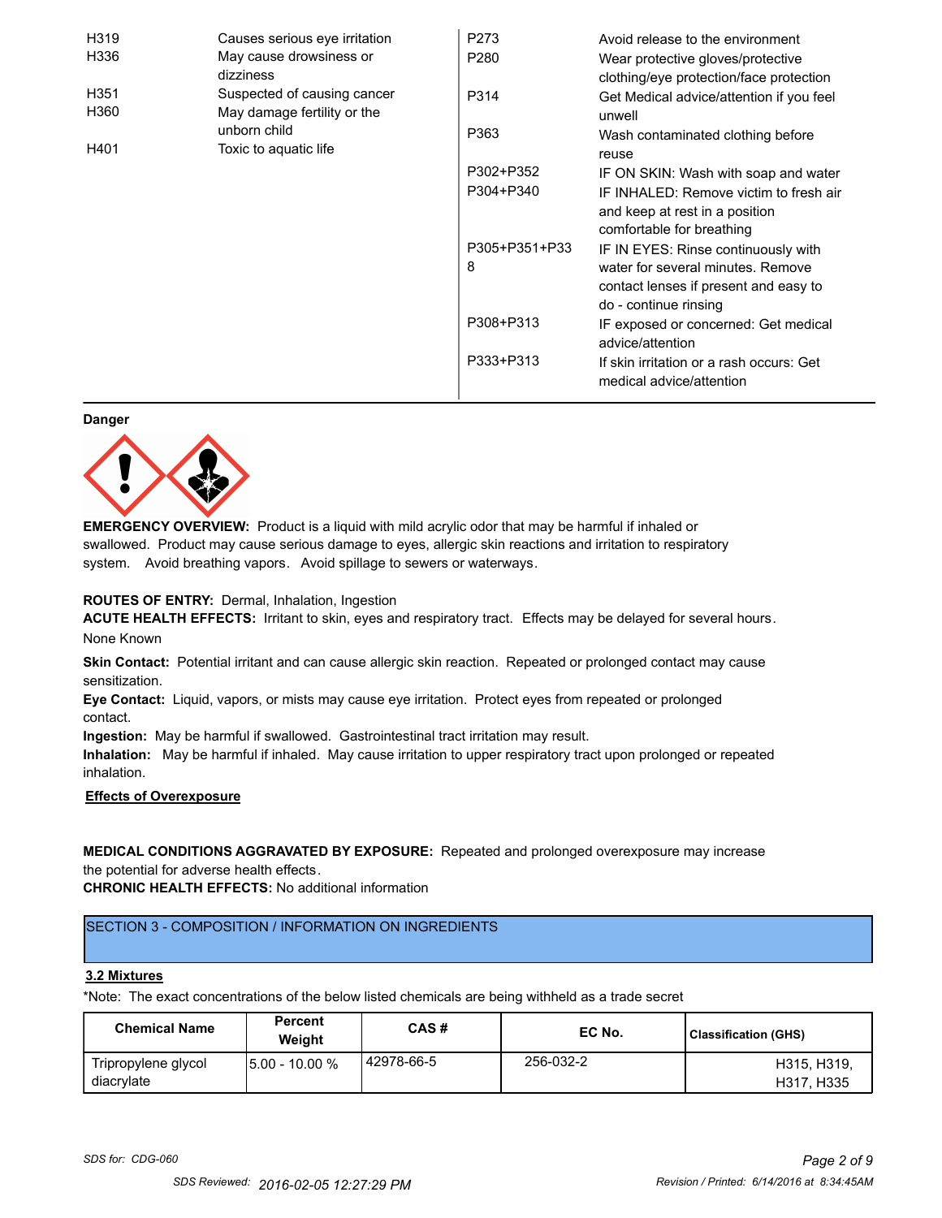| | |
|---|---|
| H319 | Causes serious eye irritation |
| H336 | May cause drowsiness or dizziness |
| H351 | Suspected of causing cancer |
| H360 | May damage fertility or the unborn child |
| H401 | Toxic to aquatic life |

| | |
|---|---|
| P273 | Avoid release to the environment |
| P280 | Wear protective gloves/protective clothing/eye protection/face protection |
| P314 | Get Medical advice/attention if you feel unwell |
| P363 | Wash contaminated clothing before reuse |
| P302+P352 | IF ON SKIN: Wash with soap and water |
| P304+P340 | IF INHALED: Remove victim to fresh air and keep at rest in a position comfortable for breathing |
| P305+P351+P338 | IF IN EYES: Rinse continuously with water for several minutes. Remove contact lenses if present and easy to do - continue rinsing |
| P308+P313 | IF exposed or concerned: Get medical advice/attention |
| P333+P313 | If skin irritation or a rash occurs: Get medical advice/attention |

**Danger**

**EMERGENCY OVERVIEW:** Product is a liquid with mild acrylic odor that may be harmful if inhaled or swallowed. Product may cause serious damage to eyes, allergic skin reactions and irritation to respiratory system. Avoid breathing vapors. Avoid spillage to sewers or waterways.

**ROUTES OF ENTRY:** Dermal, Inhalation, Ingestion

**ACUTE HEALTH EFFECTS:** Irritant to skin, eyes and respiratory tract. Effects may be delayed for several hours.

None Known

**Skin Contact:** Potential irritant and can cause allergic skin reaction. Repeated or prolonged contact may cause sensitization.

**Eye Contact:** Liquid, vapors, or mists may cause eye irritation. Protect eyes from repeated or prolonged contact.

**Ingestion:** May be harmful if swallowed. Gastrointestinal tract irritation may result.

**Inhalation:** May be harmful if inhaled. May cause irritation to upper respiratory tract upon prolonged or repeated inhalation.

**Effects of Overexposure**

**MEDICAL CONDITIONS AGGRAVATED BY EXPOSURE:** Repeated and prolonged overexposure may increase the potential for adverse health effects.

**CHRONIC HEALTH EFFECTS:** No additional information

## SECTION 3 - COMPOSITION / INFORMATION ON INGREDIENTS

### 3.2 Mixtures

*Note: The exact concentrations of the below listed chemicals are being withheld as a trade secret

| Chemical Name | Percent Weight | CAS # | EC No. | Classification (GHS) |
|---|---|---|---|---|
| Tripropylene glycol diacrylate | 5.00 - 10.00 % | 42978-66-5 | 256-032-2 | H315, H319, H317, H335 |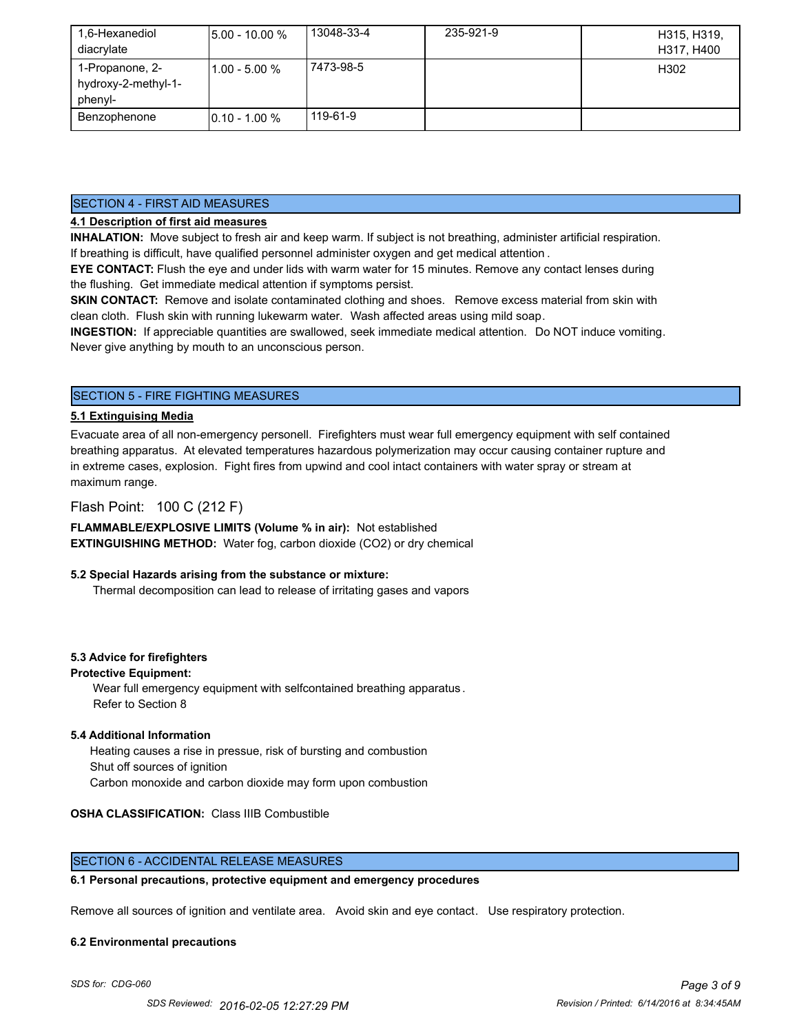| | | | | |
|---|---|---|---|---|
| 1,6-Hexanediol diacrylate | 5.00 - 10.00 % | 13048-33-4 | 235-921-9 | H315, H319, H317, H400 |
| 1-Propanone, 2-hydroxy-2-methyl-1-phenyl- | 1.00 - 5.00 % | 7473-98-5 | | H302 |
| Benzophenone | 0.10 - 1.00 % | 119-61-9 | | |

## SECTION 4 - FIRST AID MEASURES

**4.1 Description of first aid measures**

**INHALATION:** Move subject to fresh air and keep warm. If subject is not breathing, administer artificial respiration. If breathing is difficult, have qualified personnel administer oxygen and get medical attention .

**EYE CONTACT:** Flush the eye and under lids with warm water for 15 minutes. Remove any contact lenses during the flushing. Get immediate medical attention if symptoms persist.

**SKIN CONTACT:** Remove and isolate contaminated clothing and shoes. Remove excess material from skin with clean cloth. Flush skin with running lukewarm water. Wash affected areas using mild soap.

**INGESTION:** If appreciable quantities are swallowed, seek immediate medical attention. Do NOT induce vomiting. Never give anything by mouth to an unconscious person.

## SECTION 5 - FIRE FIGHTING MEASURES

**5.1 Extinguising Media**

Evacuate area of all non-emergency personell. Firefighters must wear full emergency equipment with self contained breathing apparatus. At elevated temperatures hazardous polymerization may occur causing container rupture and in extreme cases, explosion. Fight fires from upwind and cool intact containers with water spray or stream at maximum range.

Flash Point: 100 C (212 F)

**FLAMMABLE/EXPLOSIVE LIMITS (Volume % in air):** Not established

**EXTINGUISHING METHOD:** Water fog, carbon dioxide ($CO_2$) or dry chemical

**5.2 Special Hazards arising from the substance or mixture:**

Thermal decomposition can lead to release of irritating gases and vapors

**5.3 Advice for firefighters**

**Protective Equipment:**

Wear full emergency equipment with selfcontained breathing apparatus .
Refer to Section 8

**5.4 Additional Information**

Heating causes a rise in pressue, risk of bursting and combustion
Shut off sources of ignition
Carbon monoxide and carbon dioxide may form upon combustion

**OSHA CLASSIFICATION:** Class IIIB Combustible

## SECTION 6 - ACCIDENTAL RELEASE MEASURES

**6.1 Personal precautions, protective equipment and emergency procedures**

Remove all sources of ignition and ventilate area. Avoid skin and eye contact. Use respiratory protection.

**6.2 Environmental precautions**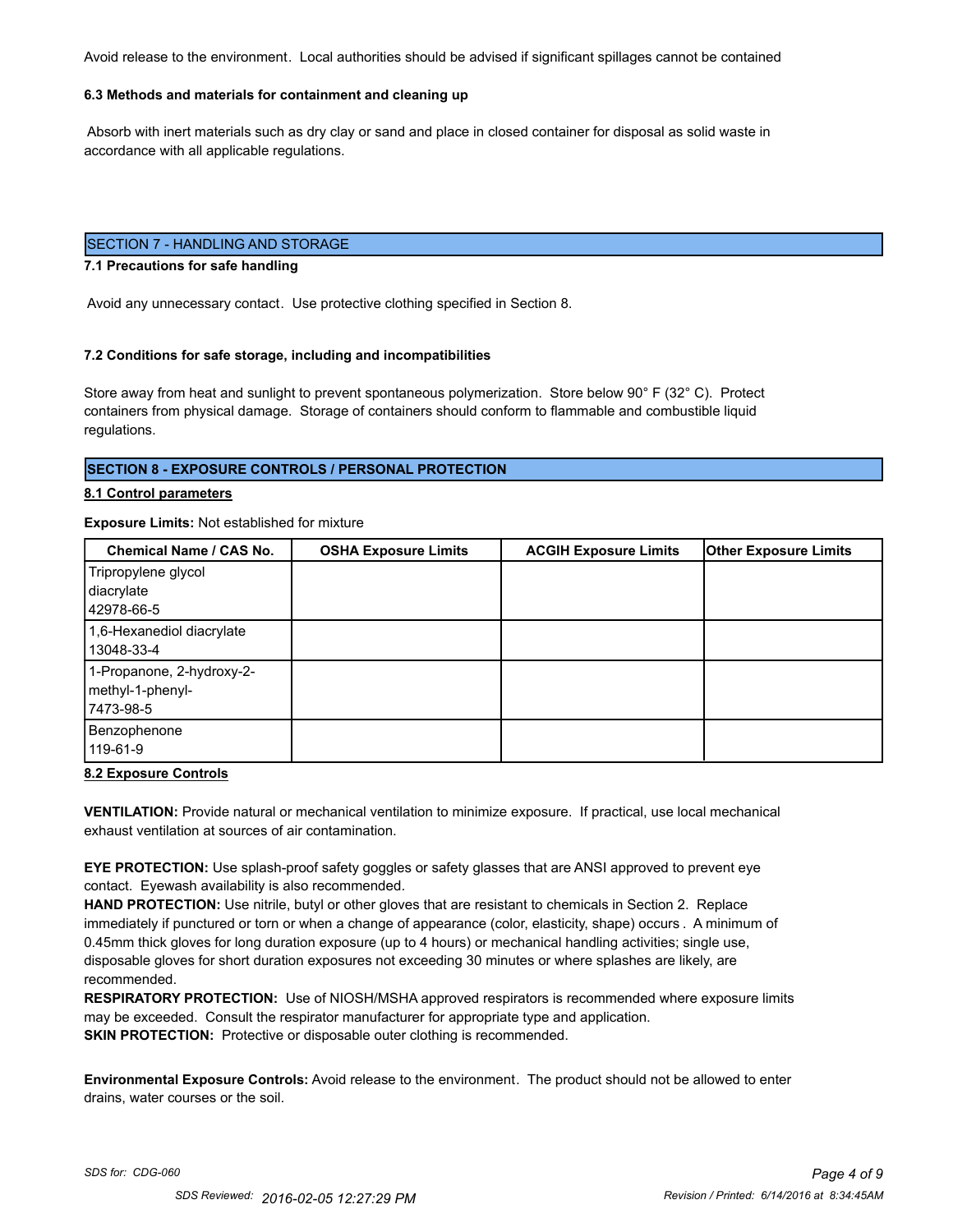Avoid release to the environment. Local authorities should be advised if significant spillages cannot be contained

**6.3 Methods and materials for containment and cleaning up**

Absorb with inert materials such as dry clay or sand and place in closed container for disposal as solid waste in accordance with all applicable regulations.

## SECTION 7 - HANDLING AND STORAGE

**7.1 Precautions for safe handling**

Avoid any unnecessary contact. Use protective clothing specified in Section 8.

**7.2 Conditions for safe storage, including and incompatibilities**

Store away from heat and sunlight to prevent spontaneous polymerization. Store below 90° F (32° C). Protect containers from physical damage. Storage of containers should conform to flammable and combustible liquid regulations.

## SECTION 8 - EXPOSURE CONTROLS / PERSONAL PROTECTION

**8.1 Control parameters**

**Exposure Limits:** Not established for mixture

| Chemical Name / CAS No. | OSHA Exposure Limits | ACGIH Exposure Limits | Other Exposure Limits |
|---|---|---|---|
| Tripropylene glycol diacrylate 42978-66-5 | | | |
| 1,6-Hexanediol diacrylate 13048-33-4 | | | |
| 1-Propanone, 2-hydroxy-2-methyl-1-phenyl- 7473-98-5 | | | |
| Benzophenone 119-61-9 | | | |

**8.2 Exposure Controls**

**VENTILATION:** Provide natural or mechanical ventilation to minimize exposure. If practical, use local mechanical exhaust ventilation at sources of air contamination.

**EYE PROTECTION:** Use splash-proof safety goggles or safety glasses that are ANSI approved to prevent eye contact. Eyewash availability is also recommended.

**HAND PROTECTION:** Use nitrile, butyl or other gloves that are resistant to chemicals in Section 2. Replace immediately if punctured or torn or when a change of appearance (color, elasticity, shape) occurs . A minimum of 0.45mm thick gloves for long duration exposure (up to 4 hours) or mechanical handling activities; single use, disposable gloves for short duration exposures not exceeding 30 minutes or where splashes are likely, are recommended.

**RESPIRATORY PROTECTION:** Use of NIOSH/MSHA approved respirators is recommended where exposure limits may be exceeded. Consult the respirator manufacturer for appropriate type and application.

**SKIN PROTECTION:** Protective or disposable outer clothing is recommended.

**Environmental Exposure Controls:** Avoid release to the environment. The product should not be allowed to enter drains, water courses or the soil.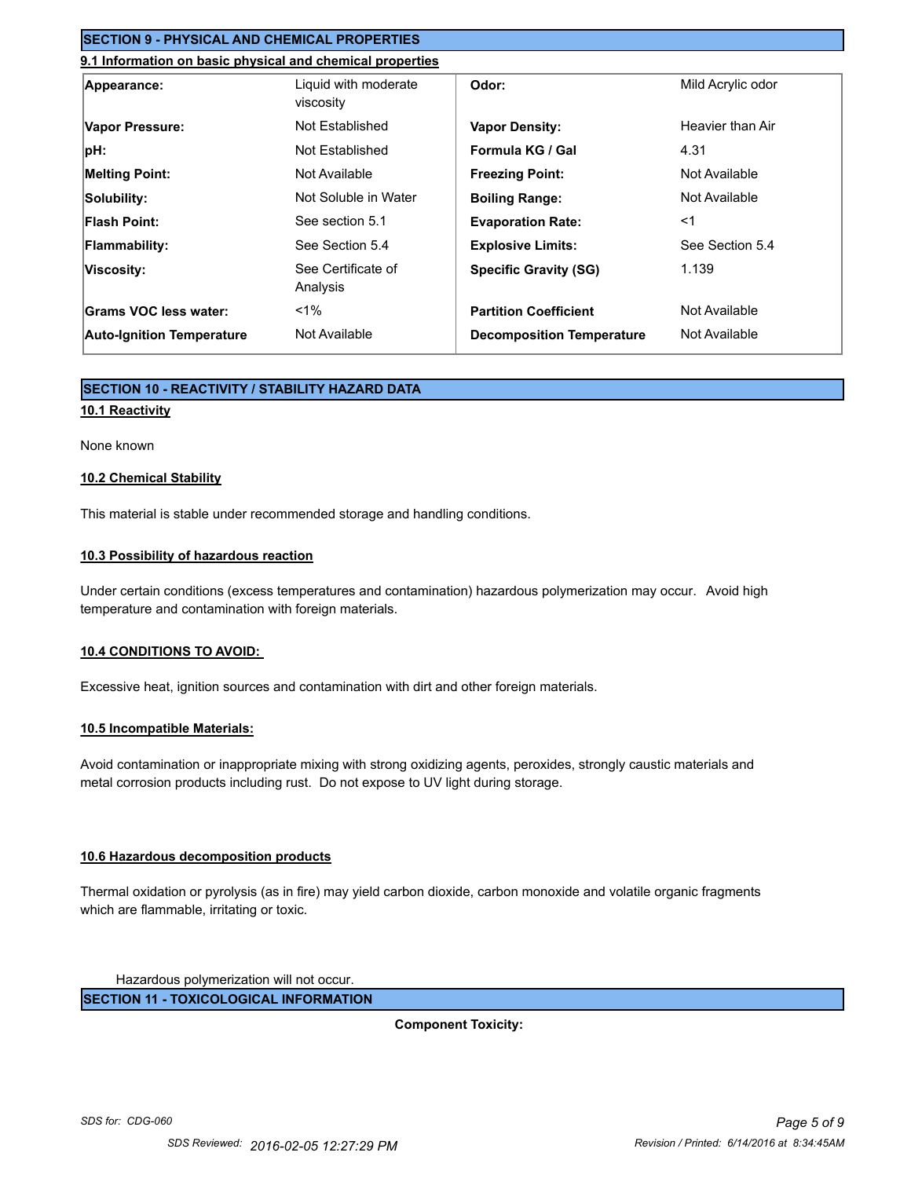## SECTION 9 - PHYSICAL AND CHEMICAL PROPERTIES

### 9.1 Information on basic physical and chemical properties

| | | | |
|---|---|---|---|
| **Appearance:** | Liquid with moderate viscosity | **Odor:** | Mild Acrylic odor |
| **Vapor Pressure:** | Not Established | **Vapor Density:** | Heavier than Air |
| **pH:** | Not Established | **Formula KG / Gal** | 4.31 |
| **Melting Point:** | Not Available | **Freezing Point:** | Not Available |
| **Solubility:** | Not Soluble in Water | **Boiling Range:** | Not Available |
| **Flash Point:** | See section 5.1 | **Evaporation Rate:** | <1 |
| **Flammability:** | See Section 5.4 | **Explosive Limits:** | See Section 5.4 |
| **Viscosity:** | See Certificate of Analysis | **Specific Gravity (SG)** | 1.139 |
| **Grams VOC less water:** | <1% | **Partition Coefficient** | Not Available |
| **Auto-Ignition Temperature** | Not Available | **Decomposition Temperature** | Not Available |

## SECTION 10 - REACTIVITY / STABILITY HAZARD DATA

### 10.1 Reactivity

None known

### 10.2 Chemical Stability

This material is stable under recommended storage and handling conditions.

### 10.3 Possibility of hazardous reaction

Under certain conditions (excess temperatures and contamination) hazardous polymerization may occur. Avoid high temperature and contamination with foreign materials.

### 10.4 CONDITIONS TO AVOID:

Excessive heat, ignition sources and contamination with dirt and other foreign materials.

### 10.5 Incompatible Materials:

Avoid contamination or inappropriate mixing with strong oxidizing agents, peroxides, strongly caustic materials and metal corrosion products including rust. Do not expose to UV light during storage.

### 10.6 Hazardous decomposition products

Thermal oxidation or pyrolysis (as in fire) may yield carbon dioxide, carbon monoxide and volatile organic fragments which are flammable, irritating or toxic.

Hazardous polymerization will not occur.

## SECTION 11 - TOXICOLOGICAL INFORMATION

**Component Toxicity:**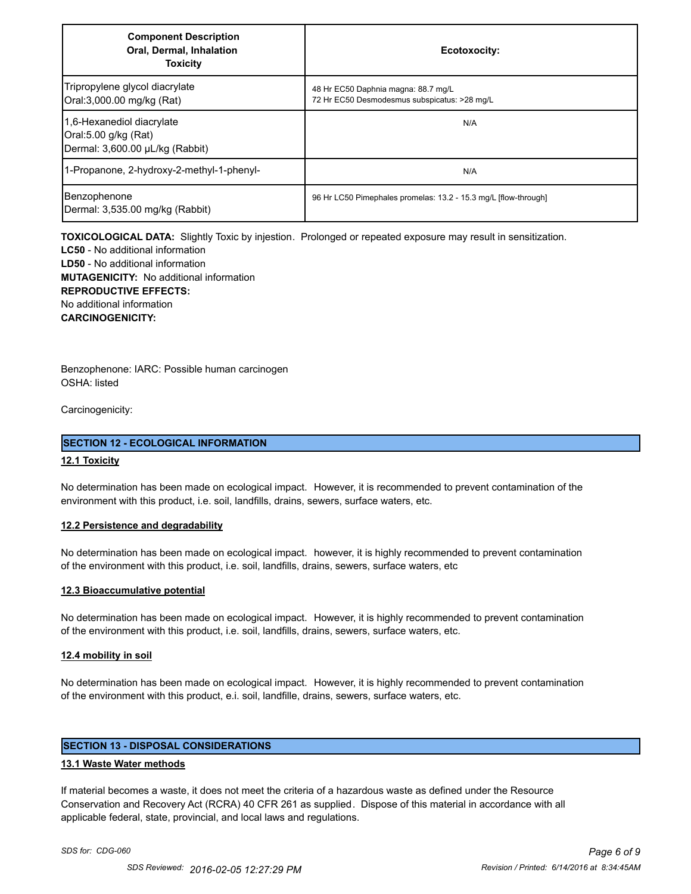| Component Description<br>Oral, Dermal, Inhalation<br>Toxicity | Ecotoxocity: |
| --- | --- |
| Tripropylene glycol diacrylate<br>Oral:3,000.00 mg/kg (Rat) | 48 Hr EC50 Daphnia magna: 88.7 mg/L<br>72 Hr EC50 Desmodesmus subspicatus: >28 mg/L |
| 1,6-Hexanediol diacrylate<br>Oral:5.00 g/kg (Rat)<br>Dermal: 3,600.00 µL/kg (Rabbit) | N/A |
| 1-Propanone, 2-hydroxy-2-methyl-1-phenyl- | N/A |
| Benzophenone<br>Dermal: 3,535.00 mg/kg (Rabbit) | 96 Hr LC50 Pimephales promelas: 13.2 - 15.3 mg/L [flow-through] |

**TOXICOLOGICAL DATA:** Slightly Toxic by injestion. Prolonged or repeated exposure may result in sensitization.
**LC50** - No additional information
**LD50** - No additional information
**MUTAGENICITY:** No additional information
**REPRODUCTIVE EFFECTS:**
No additional information
**CARCINOGENICITY:**

Benzophenone: IARC: Possible human carcinogen
OSHA: listed

Carcinogenicity:

## SECTION 12 - ECOLOGICAL INFORMATION

### 12.1 Toxicity

No determination has been made on ecological impact. However, it is recommended to prevent contamination of the environment with this product, i.e. soil, landfills, drains, sewers, surface waters, etc.

### 12.2 Persistence and degradability

No determination has been made on ecological impact. however, it is highly recommended to prevent contamination of the environment with this product, i.e. soil, landfills, drains, sewers, surface waters, etc

### 12.3 Bioaccumulative potential

No determination has been made on ecological impact. However, it is highly recommended to prevent contamination of the environment with this product, i.e. soil, landfills, drains, sewers, surface waters, etc.

### 12.4 mobility in soil

No determination has been made on ecological impact. However, it is highly recommended to prevent contamination of the environment with this product, e.i. soil, landfille, drains, sewers, surface waters, etc.

## SECTION 13 - DISPOSAL CONSIDERATIONS

### 13.1 Waste Water methods

If material becomes a waste, it does not meet the criteria of a hazardous waste as defined under the Resource Conservation and Recovery Act (RCRA) 40 CFR 261 as supplied. Dispose of this material in accordance with all applicable federal, state, provincial, and local laws and regulations.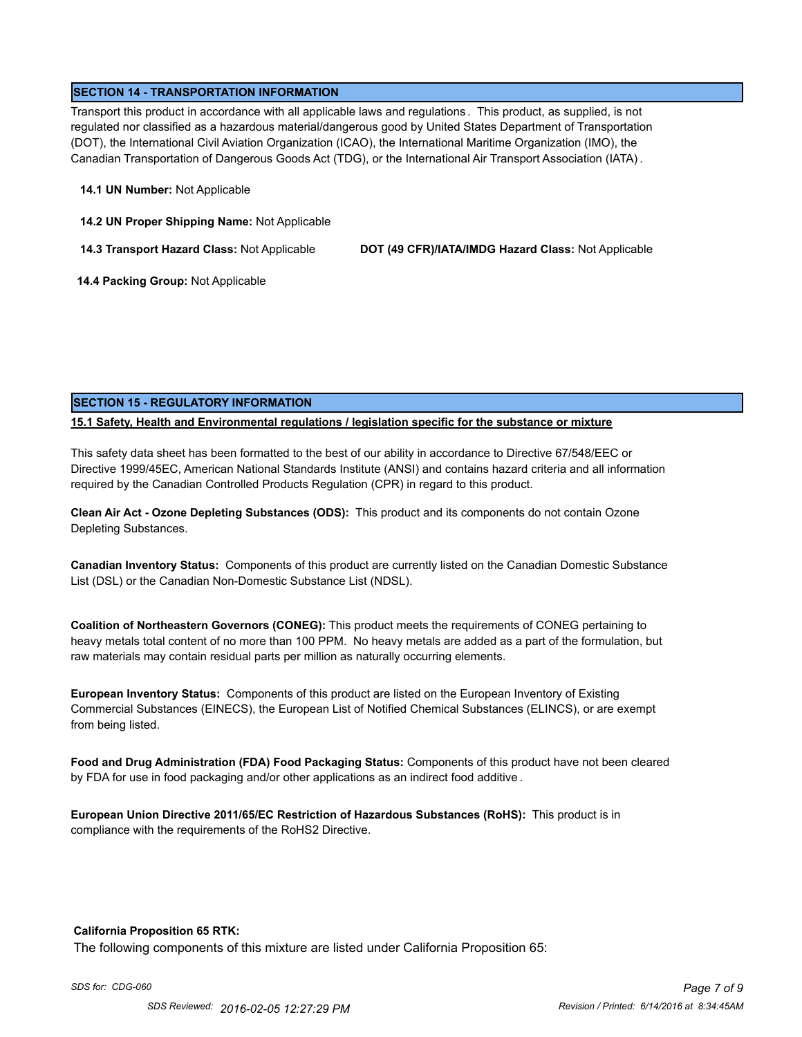## SECTION 14 - TRANSPORTATION INFORMATION

Transport this product in accordance with all applicable laws and regulations. This product, as supplied, is not regulated nor classified as a hazardous material/dangerous good by United States Department of Transportation (DOT), the International Civil Aviation Organization (ICAO), the International Maritime Organization (IMO), the Canadian Transportation of Dangerous Goods Act (TDG), or the International Air Transport Association (IATA).

**14.1 UN Number:** Not Applicable

**14.2 UN Proper Shipping Name:** Not Applicable

**14.3 Transport Hazard Class:** Not Applicable

**DOT (49 CFR)/IATA/IMDG Hazard Class:** Not Applicable

**14.4 Packing Group:** Not Applicable

## SECTION 15 - REGULATORY INFORMATION

### 15.1 Safety, Health and Environmental regulations / legislation specific for the substance or mixture

This safety data sheet has been formatted to the best of our ability in accordance to Directive 67/548/EEC or Directive 1999/45EC, American National Standards Institute (ANSI) and contains hazard criteria and all information required by the Canadian Controlled Products Regulation (CPR) in regard to this product.

**Clean Air Act - Ozone Depleting Substances (ODS):** This product and its components do not contain Ozone Depleting Substances.

**Canadian Inventory Status:** Components of this product are currently listed on the Canadian Domestic Substance List (DSL) or the Canadian Non-Domestic Substance List (NDSL).

**Coalition of Northeastern Governors (CONEG):** This product meets the requirements of CONEG pertaining to heavy metals total content of no more than 100 PPM. No heavy metals are added as a part of the formulation, but raw materials may contain residual parts per million as naturally occurring elements.

**European Inventory Status:** Components of this product are listed on the European Inventory of Existing Commercial Substances (EINECS), the European List of Notified Chemical Substances (ELINCS), or are exempt from being listed.

**Food and Drug Administration (FDA) Food Packaging Status:** Components of this product have not been cleared by FDA for use in food packaging and/or other applications as an indirect food additive.

**European Union Directive 2011/65/EC Restriction of Hazardous Substances (RoHS):** This product is in compliance with the requirements of the RoHS2 Directive.

**California Proposition 65 RTK:**

The following components of this mixture are listed under California Proposition 65: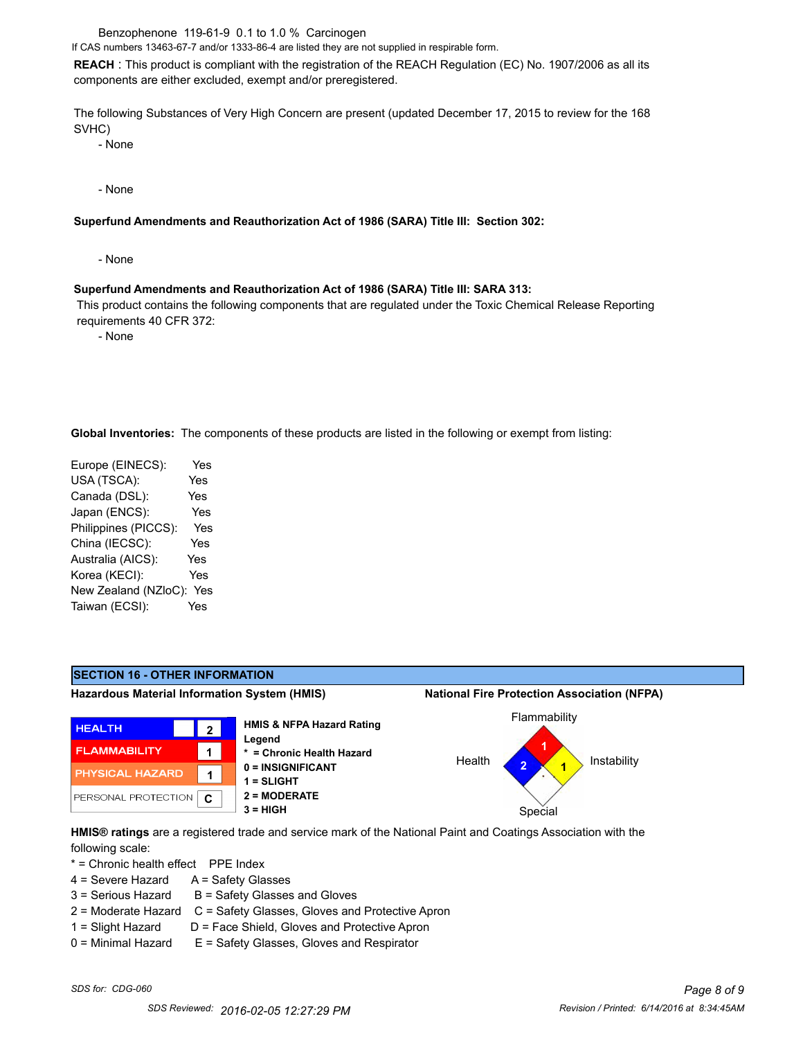Benzophenone 119-61-9 0.1 to 1.0 % Carcinogen

If CAS numbers 13463-67-7 and/or 1333-86-4 are listed they are not supplied in respirable form.

**REACH** : This product is compliant with the registration of the REACH Regulation (EC) No. 1907/2006 as all its components are either excluded, exempt and/or preregistered.

The following Substances of Very High Concern are present (updated December 17, 2015 to review for the 168 SVHC)

- None

- None

**Superfund Amendments and Reauthorization Act of 1986 (SARA) Title III: Section 302:**

- None

**Superfund Amendments and Reauthorization Act of 1986 (SARA) Title III: SARA 313:**

This product contains the following components that are regulated under the Toxic Chemical Release Reporting requirements 40 CFR 372:

- None

**Global Inventories:** The components of these products are listed in the following or exempt from listing:

| Inventory | Listed |
|---|---|
| Europe (EINECS): | Yes |
| USA (TSCA): | Yes |
| Canada (DSL): | Yes |
| Japan (ENCS): | Yes |
| Philippines (PICCS): | Yes |
| China (IECSC): | Yes |
| Australia (AICS): | Yes |
| Korea (KECI): | Yes |
| New Zealand (NZloC): | Yes |
| Taiwan (ECSI): | Yes |

## SECTION 16 - OTHER INFORMATION

**Hazardous Material Information System (HMIS)**

| HMIS | Rating |
|---|---|
| HEALTH | 2 |
| FLAMMABILITY | 1 |
| PHYSICAL HAZARD | 1 |
| PERSONAL PROTECTION | C |

**HMIS & NFPA Hazard Rating Legend**

**\* = Chronic Health Hazard**
**0 = INSIGNIFICANT**
**1 = SLIGHT**
**2 = MODERATE**
**3 = HIGH**

**National Fire Protection Association (NFPA)**

| Flammability | Health | Instability | Special |
|---|---|---|---|
| 1 | 2 | 1 | |

**HMIS® ratings** are a registered trade and service mark of the National Paint and Coatings Association with the following scale:

| * = Chronic health effect | PPE Index |
|---|---|
| 4 = Severe Hazard | A = Safety Glasses |
| 3 = Serious Hazard | B = Safety Glasses and Gloves |
| 2 = Moderate Hazard | C = Safety Glasses, Gloves and Protective Apron |
| 1 = Slight Hazard | D = Face Shield, Gloves and Protective Apron |
| 0 = Minimal Hazard | E = Safety Glasses, Gloves and Respirator |

*SDS for: CDG-060*

*SDS Reviewed: 2016-02-05 12:27:29 PM*

*Revision / Printed: 6/14/2016 at 8:34:45AM*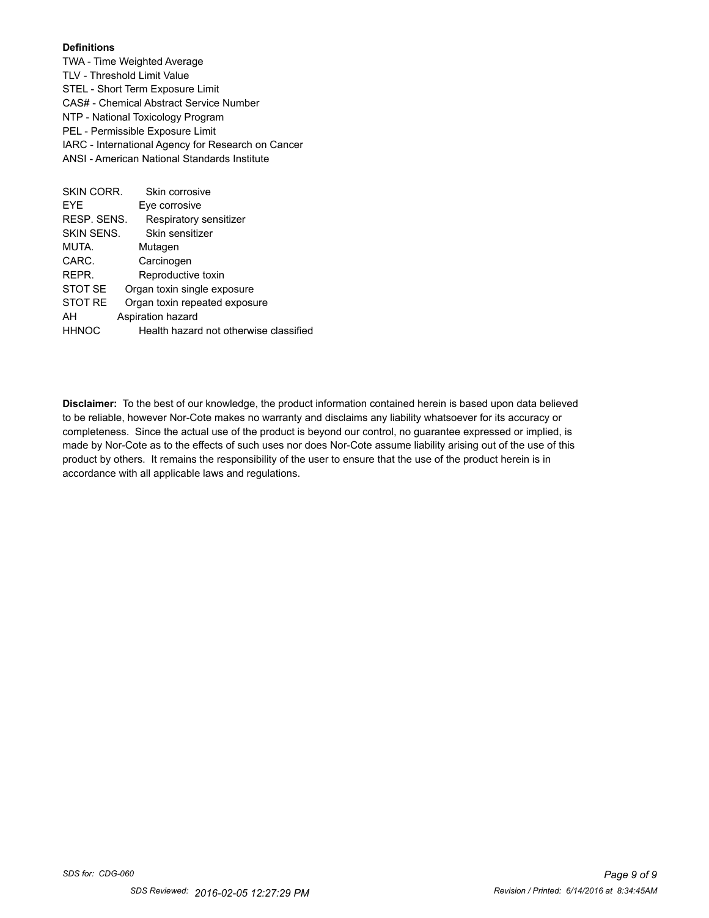**Definitions**

TWA - Time Weighted Average
TLV - Threshold Limit Value
STEL - Short Term Exposure Limit
CAS# - Chemical Abstract Service Number
NTP - National Toxicology Program
PEL - Permissible Exposure Limit
IARC - International Agency for Research on Cancer
ANSI - American National Standards Institute

| | |
|---|---|
| SKIN CORR. | Skin corrosive |
| EYE | Eye corrosive |
| RESP. SENS. | Respiratory sensitizer |
| SKIN SENS. | Skin sensitizer |
| MUTA. | Mutagen |
| CARC. | Carcinogen |
| REPR. | Reproductive toxin |
| STOT SE | Organ toxin single exposure |
| STOT RE | Organ toxin repeated exposure |
| AH | Aspiration hazard |
| HHNOC | Health hazard not otherwise classified |

**Disclaimer:** To the best of our knowledge, the product information contained herein is based upon data believed to be reliable, however Nor-Cote makes no warranty and disclaims any liability whatsoever for its accuracy or completeness. Since the actual use of the product is beyond our control, no guarantee expressed or implied, is made by Nor-Cote as to the effects of such uses nor does Nor-Cote assume liability arising out of the use of this product by others. It remains the responsibility of the user to ensure that the use of the product herein is in accordance with all applicable laws and regulations.